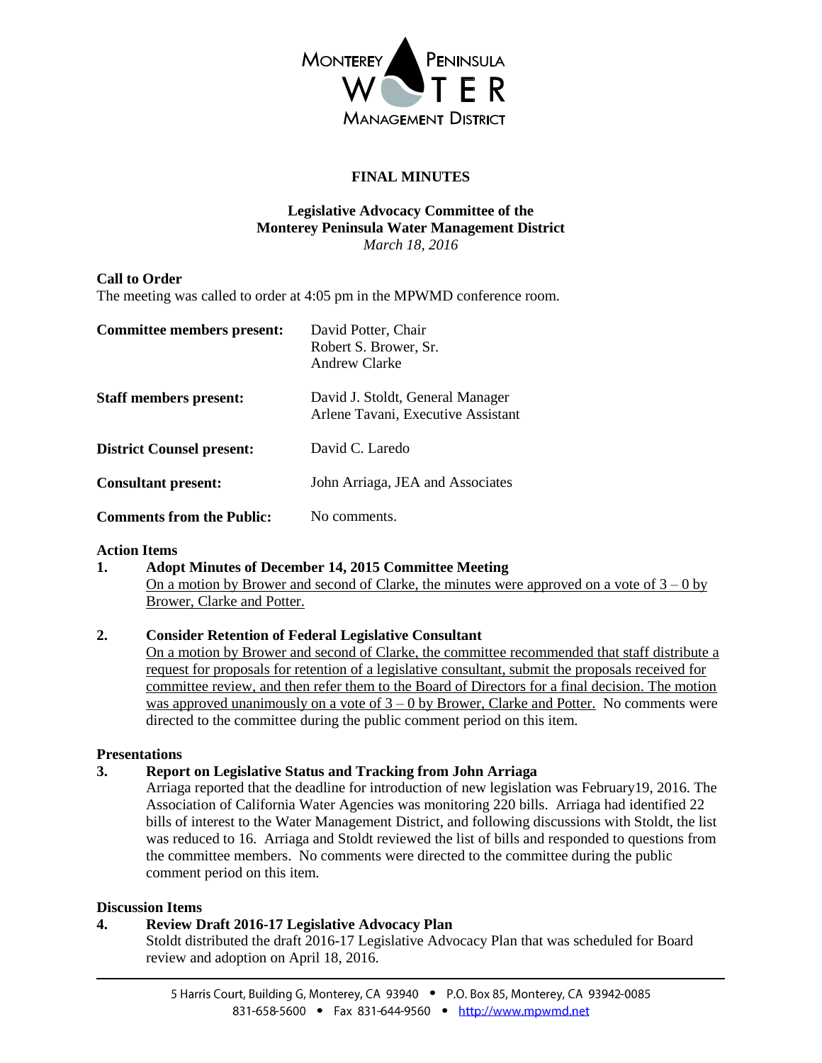# FINAL MINUTES

**Legislative Advocacy Committee of the**
**Monterey Peninsula Water Management District**
*March 18, 2016*

**Call to Order**
The meeting was called to order at 4:05 pm in the MPWMD conference room.

| | |
|---|---|
| **Committee members present:** | David Potter, Chair<br>Robert S. Brower, Sr.<br>Andrew Clarke |
| **Staff members present:** | David J. Stoldt, General Manager<br>Arlene Tavani, Executive Assistant |
| **District Counsel present:** | David C. Laredo |
| **Consultant present:** | John Arriaga, JEA and Associates |
| **Comments from the Public:** | No comments. |

**Action Items**

**1. Adopt Minutes of December 14, 2015 Committee Meeting**
On a motion by Brower and second of Clarke, the minutes were approved on a vote of 3 – 0 by Brower, Clarke and Potter.

**2. Consider Retention of Federal Legislative Consultant**
On a motion by Brower and second of Clarke, the committee recommended that staff distribute a request for proposals for retention of a legislative consultant, submit the proposals received for committee review, and then refer them to the Board of Directors for a final decision. The motion was approved unanimously on a vote of 3 – 0 by Brower, Clarke and Potter. No comments were directed to the committee during the public comment period on this item.

**Presentations**

**3. Report on Legislative Status and Tracking from John Arriaga**
Arriaga reported that the deadline for introduction of new legislation was February19, 2016. The Association of California Water Agencies was monitoring 220 bills. Arriaga had identified 22 bills of interest to the Water Management District, and following discussions with Stoldt, the list was reduced to 16. Arriaga and Stoldt reviewed the list of bills and responded to questions from the committee members. No comments were directed to the committee during the public comment period on this item.

**Discussion Items**

**4. Review Draft 2016-17 Legislative Advocacy Plan**
Stoldt distributed the draft 2016-17 Legislative Advocacy Plan that was scheduled for Board review and adoption on April 18, 2016.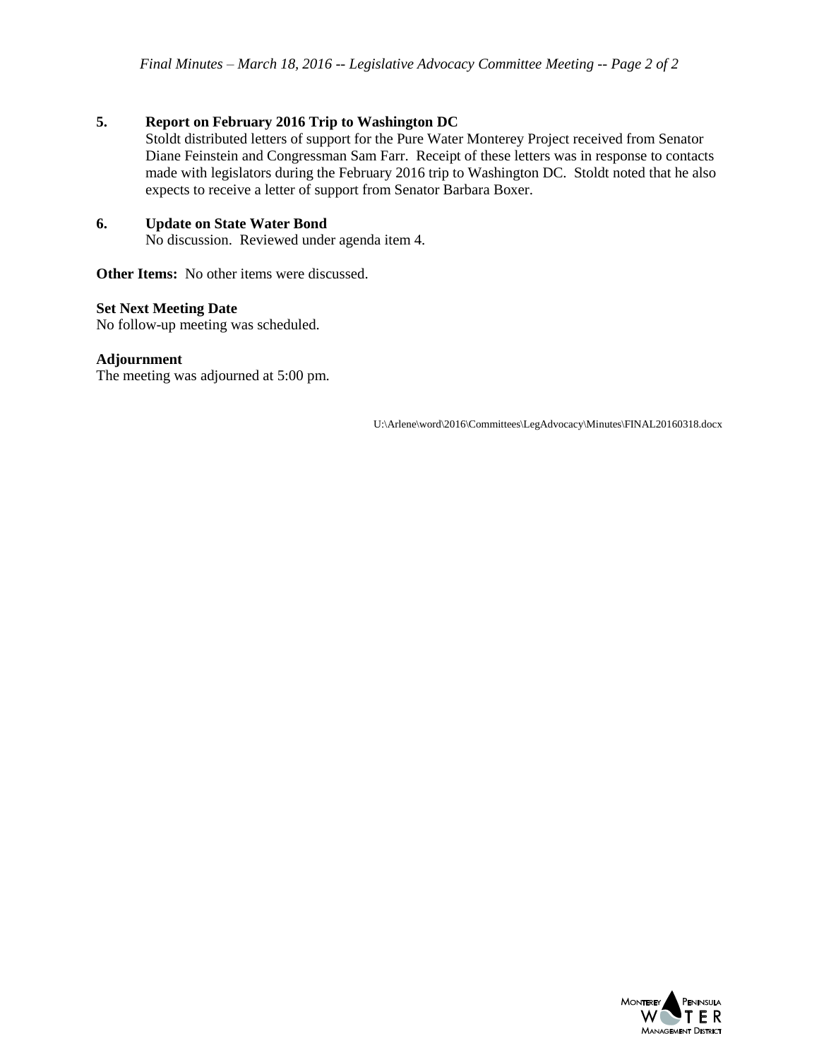**5. Report on February 2016 Trip to Washington DC**

Stoldt distributed letters of support for the Pure Water Monterey Project received from Senator Diane Feinstein and Congressman Sam Farr. Receipt of these letters was in response to contacts made with legislators during the February 2016 trip to Washington DC. Stoldt noted that he also expects to receive a letter of support from Senator Barbara Boxer.

**6. Update on State Water Bond**

No discussion. Reviewed under agenda item 4.

**Other Items:** No other items were discussed.

**Set Next Meeting Date**

No follow-up meeting was scheduled.

**Adjournment**

The meeting was adjourned at 5:00 pm.

U:\Arlene\word\2016\Committees\LegAdvocacy\Minutes\FINAL20160318.docx